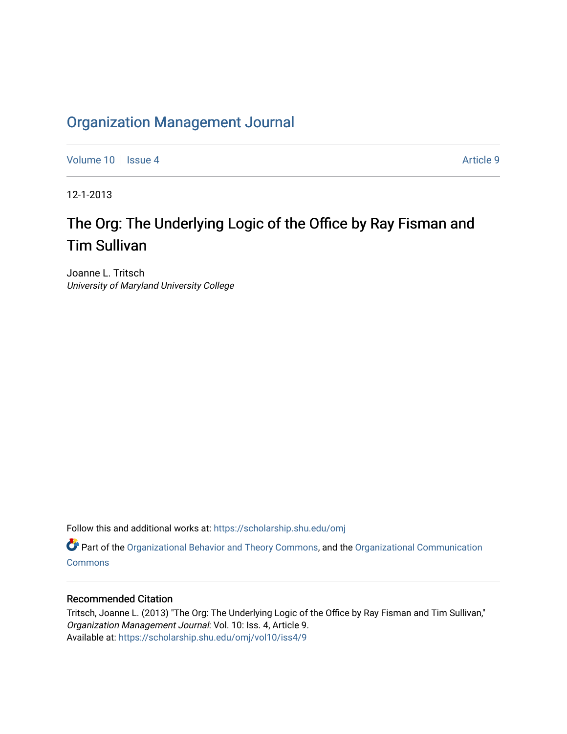# Organization Management Journal

Volume 10 | Issue 4 | Article 9

12-1-2013

## The Org: The Underlying Logic of the Office by Ray Fisman and Tim Sullivan

Joanne L. Tritsch
*University of Maryland University College*

Follow this and additional works at: https://scholarship.shu.edu/omj

Part of the Organizational Behavior and Theory Commons, and the Organizational Communication Commons

### Recommended Citation

Tritsch, Joanne L. (2013) "The Org: The Underlying Logic of the Office by Ray Fisman and Tim Sullivan," *Organization Management Journal*: Vol. 10: Iss. 4, Article 9.
Available at: https://scholarship.shu.edu/omj/vol10/iss4/9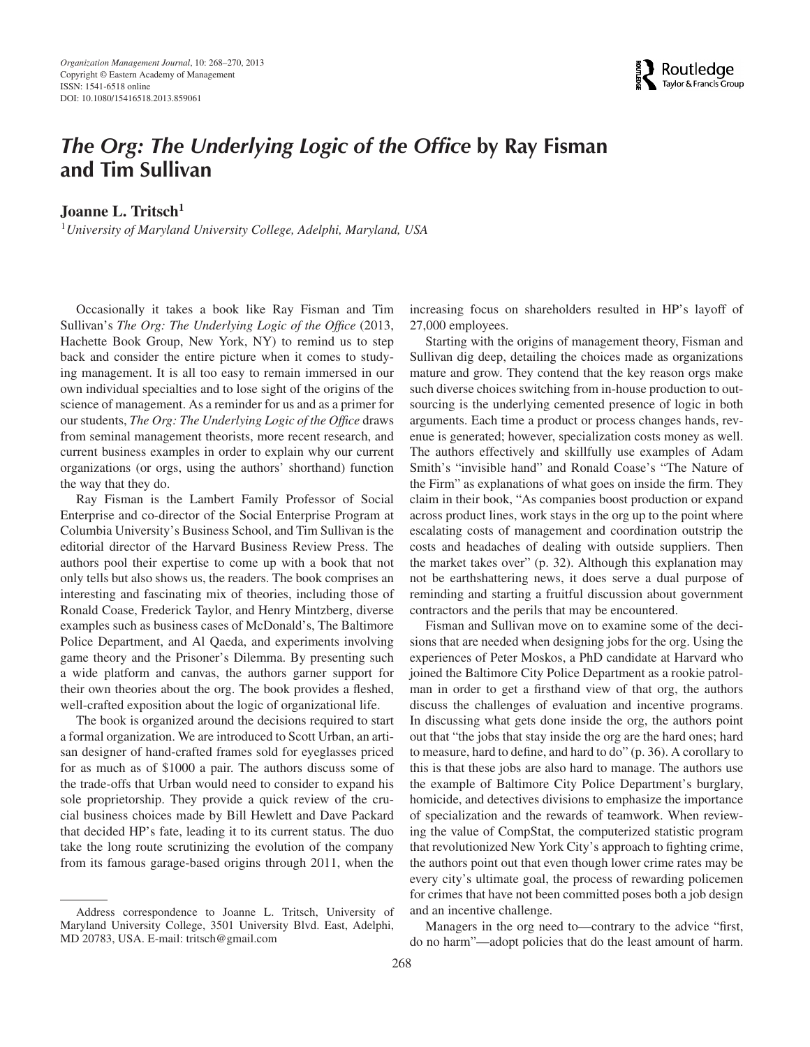# *The Org: The Underlying Logic of the Office* by Ray Fisman and Tim Sullivan

**Joanne L. Tritsch**[1]

[1]*University of Maryland University College, Adelphi, Maryland, USA*

Occasionally it takes a book like Ray Fisman and Tim Sullivan's *The Org: The Underlying Logic of the Office* (2013, Hachette Book Group, New York, NY) to remind us to step back and consider the entire picture when it comes to studying management. It is all too easy to remain immersed in our own individual specialties and to lose sight of the origins of the science of management. As a reminder for us and as a primer for our students, *The Org: The Underlying Logic of the Office* draws from seminal management theorists, more recent research, and current business examples in order to explain why our current organizations (or orgs, using the authors' shorthand) function the way that they do.

Ray Fisman is the Lambert Family Professor of Social Enterprise and co-director of the Social Enterprise Program at Columbia University's Business School, and Tim Sullivan is the editorial director of the Harvard Business Review Press. The authors pool their expertise to come up with a book that not only tells but also shows us, the readers. The book comprises an interesting and fascinating mix of theories, including those of Ronald Coase, Frederick Taylor, and Henry Mintzberg, diverse examples such as business cases of McDonald's, The Baltimore Police Department, and Al Qaeda, and experiments involving game theory and the Prisoner's Dilemma. By presenting such a wide platform and canvas, the authors garner support for their own theories about the org. The book provides a fleshed, well-crafted exposition about the logic of organizational life.

The book is organized around the decisions required to start a formal organization. We are introduced to Scott Urban, an artisan designer of hand-crafted frames sold for eyeglasses priced for as much as of $1000 a pair. The authors discuss some of the trade-offs that Urban would need to consider to expand his sole proprietorship. They provide a quick review of the crucial business choices made by Bill Hewlett and Dave Packard that decided HP's fate, leading it to its current status. The duo take the long route scrutinizing the evolution of the company from its famous garage-based origins through 2011, when the increasing focus on shareholders resulted in HP's layoff of 27,000 employees.

Starting with the origins of management theory, Fisman and Sullivan dig deep, detailing the choices made as organizations mature and grow. They contend that the key reason orgs make such diverse choices switching from in-house production to outsourcing is the underlying cemented presence of logic in both arguments. Each time a product or process changes hands, revenue is generated; however, specialization costs money as well. The authors effectively and skillfully use examples of Adam Smith's "invisible hand" and Ronald Coase's "The Nature of the Firm" as explanations of what goes on inside the firm. They claim in their book, "As companies boost production or expand across product lines, work stays in the org up to the point where escalating costs of management and coordination outstrip the costs and headaches of dealing with outside suppliers. Then the market takes over" (p. 32). Although this explanation may not be earthshattering news, it does serve a dual purpose of reminding and starting a fruitful discussion about government contractors and the perils that may be encountered.

Fisman and Sullivan move on to examine some of the decisions that are needed when designing jobs for the org. Using the experiences of Peter Moskos, a PhD candidate at Harvard who joined the Baltimore City Police Department as a rookie patrolman in order to get a firsthand view of that org, the authors discuss the challenges of evaluation and incentive programs. In discussing what gets done inside the org, the authors point out that "the jobs that stay inside the org are the hard ones; hard to measure, hard to define, and hard to do" (p. 36). A corollary to this is that these jobs are also hard to manage. The authors use the example of Baltimore City Police Department's burglary, homicide, and detectives divisions to emphasize the importance of specialization and the rewards of teamwork. When reviewing the value of CompStat, the computerized statistic program that revolutionized New York City's approach to fighting crime, the authors point out that even though lower crime rates may be every city's ultimate goal, the process of rewarding policemen for crimes that have not been committed poses both a job design and an incentive challenge.

Managers in the org need to—contrary to the advice "first, do no harm"—adopt policies that do the least amount of harm.

Address correspondence to Joanne L. Tritsch, University of Maryland University College, 3501 University Blvd. East, Adelphi, MD 20783, USA. E-mail: tritsch@gmail.com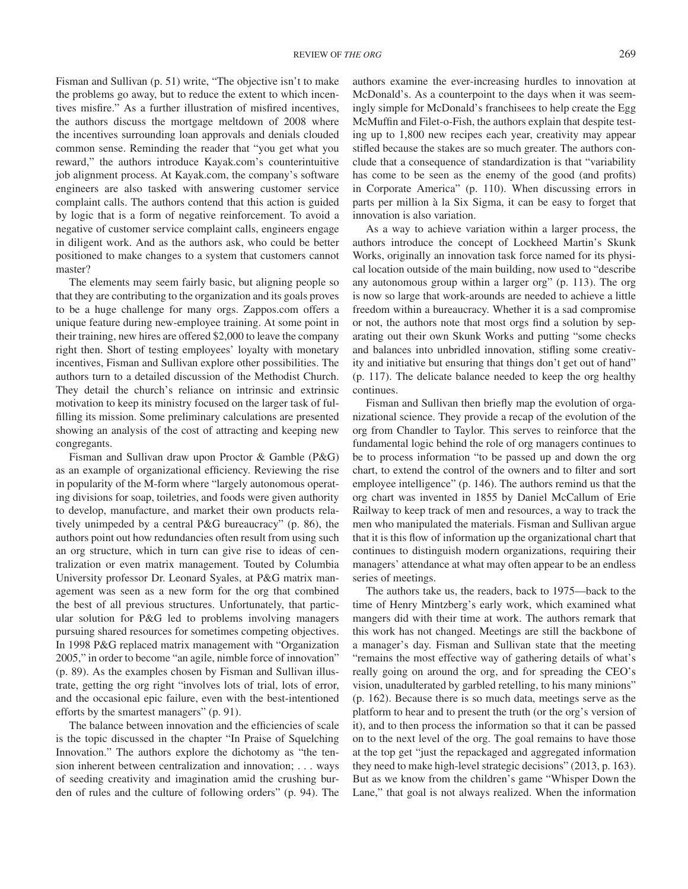Fisman and Sullivan (p. 51) write, "The objective isn't to make the problems go away, but to reduce the extent to which incentives misfire." As a further illustration of misfired incentives, the authors discuss the mortgage meltdown of 2008 where the incentives surrounding loan approvals and denials clouded common sense. Reminding the reader that "you get what you reward," the authors introduce Kayak.com's counterintuitive job alignment process. At Kayak.com, the company's software engineers are also tasked with answering customer service complaint calls. The authors contend that this action is guided by logic that is a form of negative reinforcement. To avoid a negative of customer service complaint calls, engineers engage in diligent work. And as the authors ask, who could be better positioned to make changes to a system that customers cannot master?

The elements may seem fairly basic, but aligning people so that they are contributing to the organization and its goals proves to be a huge challenge for many orgs. Zappos.com offers a unique feature during new-employee training. At some point in their training, new hires are offered $2,000 to leave the company right then. Short of testing employees' loyalty with monetary incentives, Fisman and Sullivan explore other possibilities. The authors turn to a detailed discussion of the Methodist Church. They detail the church's reliance on intrinsic and extrinsic motivation to keep its ministry focused on the larger task of fulfilling its mission. Some preliminary calculations are presented showing an analysis of the cost of attracting and keeping new congregants.

Fisman and Sullivan draw upon Proctor & Gamble (P&G) as an example of organizational efficiency. Reviewing the rise in popularity of the M-form where "largely autonomous operating divisions for soap, toiletries, and foods were given authority to develop, manufacture, and market their own products relatively unimpeded by a central P&G bureaucracy" (p. 86), the authors point out how redundancies often result from using such an org structure, which in turn can give rise to ideas of centralization or even matrix management. Touted by Columbia University professor Dr. Leonard Syales, at P&G matrix management was seen as a new form for the org that combined the best of all previous structures. Unfortunately, that particular solution for P&G led to problems involving managers pursuing shared resources for sometimes competing objectives. In 1998 P&G replaced matrix management with "Organization 2005," in order to become "an agile, nimble force of innovation" (p. 89). As the examples chosen by Fisman and Sullivan illustrate, getting the org right "involves lots of trial, lots of error, and the occasional epic failure, even with the best-intentioned efforts by the smartest managers" (p. 91).

The balance between innovation and the efficiencies of scale is the topic discussed in the chapter "In Praise of Squelching Innovation." The authors explore the dichotomy as "the tension inherent between centralization and innovation; . . . ways of seeding creativity and imagination amid the crushing burden of rules and the culture of following orders" (p. 94). The authors examine the ever-increasing hurdles to innovation at McDonald's. As a counterpoint to the days when it was seemingly simple for McDonald's franchisees to help create the Egg McMuffin and Filet-o-Fish, the authors explain that despite testing up to 1,800 new recipes each year, creativity may appear stifled because the stakes are so much greater. The authors conclude that a consequence of standardization is that "variability has come to be seen as the enemy of the good (and profits) in Corporate America" (p. 110). When discussing errors in parts per million à la Six Sigma, it can be easy to forget that innovation is also variation.

As a way to achieve variation within a larger process, the authors introduce the concept of Lockheed Martin's Skunk Works, originally an innovation task force named for its physical location outside of the main building, now used to "describe any autonomous group within a larger org" (p. 113). The org is now so large that work-arounds are needed to achieve a little freedom within a bureaucracy. Whether it is a sad compromise or not, the authors note that most orgs find a solution by separating out their own Skunk Works and putting "some checks and balances into unbridled innovation, stifling some creativity and initiative but ensuring that things don't get out of hand" (p. 117). The delicate balance needed to keep the org healthy continues.

Fisman and Sullivan then briefly map the evolution of organizational science. They provide a recap of the evolution of the org from Chandler to Taylor. This serves to reinforce that the fundamental logic behind the role of org managers continues to be to process information "to be passed up and down the org chart, to extend the control of the owners and to filter and sort employee intelligence" (p. 146). The authors remind us that the org chart was invented in 1855 by Daniel McCallum of Erie Railway to keep track of men and resources, a way to track the men who manipulated the materials. Fisman and Sullivan argue that it is this flow of information up the organizational chart that continues to distinguish modern organizations, requiring their managers' attendance at what may often appear to be an endless series of meetings.

The authors take us, the readers, back to 1975—back to the time of Henry Mintzberg's early work, which examined what mangers did with their time at work. The authors remark that this work has not changed. Meetings are still the backbone of a manager's day. Fisman and Sullivan state that the meeting "remains the most effective way of gathering details of what's really going on around the org, and for spreading the CEO's vision, unadulterated by garbled retelling, to his many minions" (p. 162). Because there is so much data, meetings serve as the platform to hear and to present the truth (or the org's version of it), and to then process the information so that it can be passed on to the next level of the org. The goal remains to have those at the top get "just the repackaged and aggregated information they need to make high-level strategic decisions" (2013, p. 163). But as we know from the children's game "Whisper Down the Lane," that goal is not always realized. When the information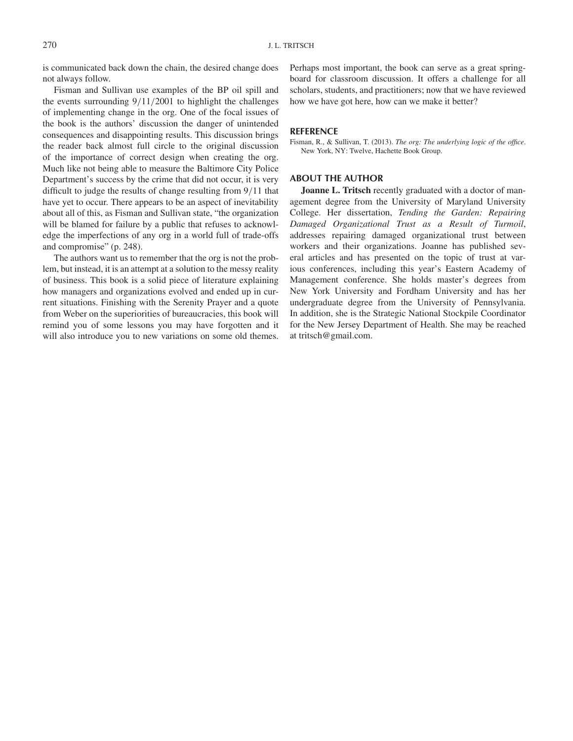is communicated back down the chain, the desired change does not always follow.

Fisman and Sullivan use examples of the BP oil spill and the events surrounding 9/11/2001 to highlight the challenges of implementing change in the org. One of the focal issues of the book is the authors' discussion the danger of unintended consequences and disappointing results. This discussion brings the reader back almost full circle to the original discussion of the importance of correct design when creating the org. Much like not being able to measure the Baltimore City Police Department's success by the crime that did not occur, it is very difficult to judge the results of change resulting from 9/11 that have yet to occur. There appears to be an aspect of inevitability about all of this, as Fisman and Sullivan state, "the organization will be blamed for failure by a public that refuses to acknowledge the imperfections of any org in a world full of trade-offs and compromise" (p. 248).

The authors want us to remember that the org is not the problem, but instead, it is an attempt at a solution to the messy reality of business. This book is a solid piece of literature explaining how managers and organizations evolved and ended up in current situations. Finishing with the Serenity Prayer and a quote from Weber on the superiorities of bureaucracies, this book will remind you of some lessons you may have forgotten and it will also introduce you to new variations on some old themes. Perhaps most important, the book can serve as a great springboard for classroom discussion. It offers a challenge for all scholars, students, and practitioners; now that we have reviewed how we have got here, how can we make it better?

## REFERENCE

Fisman, R., & Sullivan, T. (2013). *The org: The underlying logic of the office*. New York, NY: Twelve, Hachette Book Group.

## ABOUT THE AUTHOR

**Joanne L. Tritsch** recently graduated with a doctor of management degree from the University of Maryland University College. Her dissertation, *Tending the Garden: Repairing Damaged Organizational Trust as a Result of Turmoil*, addresses repairing damaged organizational trust between workers and their organizations. Joanne has published several articles and has presented on the topic of trust at various conferences, including this year's Eastern Academy of Management conference. She holds master's degrees from New York University and Fordham University and has her undergraduate degree from the University of Pennsylvania. In addition, she is the Strategic National Stockpile Coordinator for the New Jersey Department of Health. She may be reached at tritsch@gmail.com.